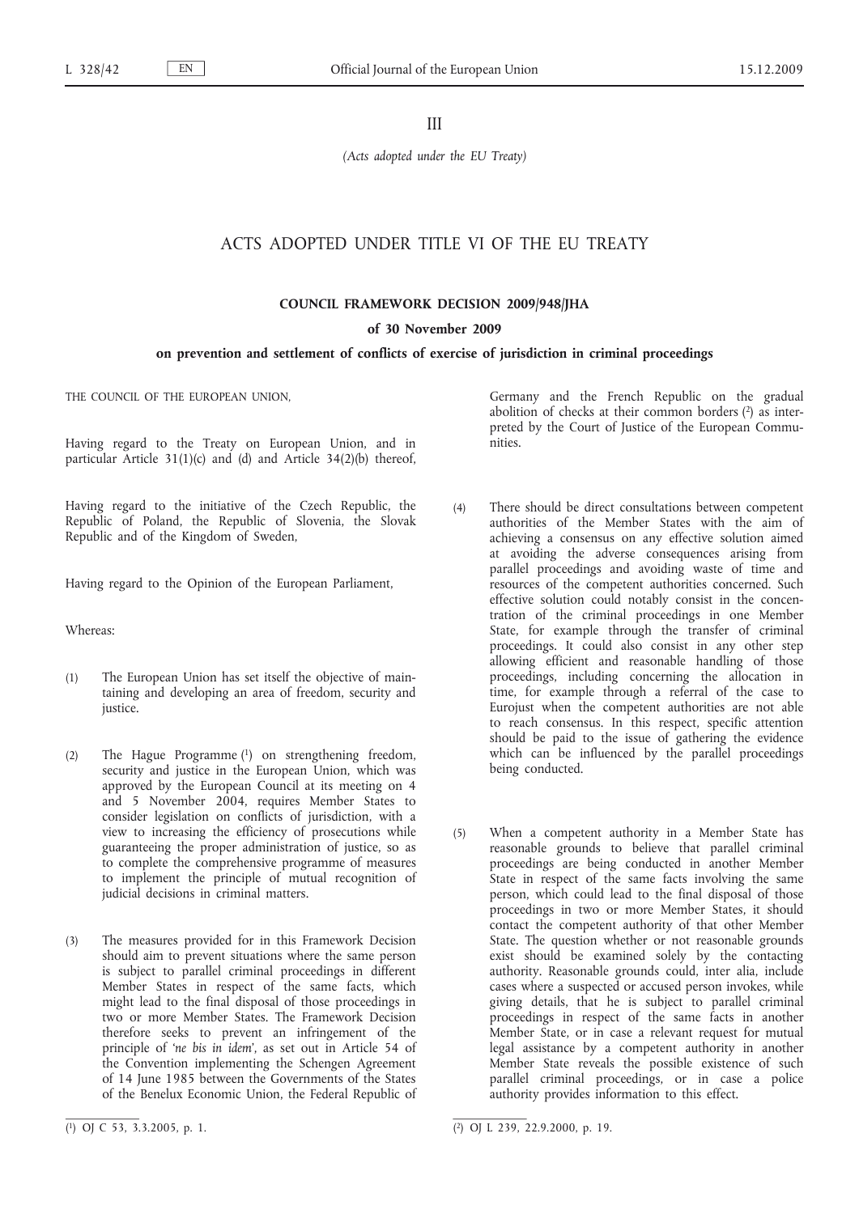III

*(Acts adopted under the EU Treaty)*

# ACTS ADOPTED UNDER TITLE VI OF THE EU TREATY

## COUNCIL FRAMEWORK DECISION 2009/948/JHA

### of 30 November 2009

### on prevention and settlement of conflicts of exercise of jurisdiction in criminal proceedings

THE COUNCIL OF THE EUROPEAN UNION,

Having regard to the Treaty on European Union, and in particular Article 31(1)(c) and (d) and Article 34(2)(b) thereof,

Having regard to the initiative of the Czech Republic, the Republic of Poland, the Republic of Slovenia, the Slovak Republic and of the Kingdom of Sweden,

Having regard to the Opinion of the European Parliament,

Whereas:

(1) The European Union has set itself the objective of maintaining and developing an area of freedom, security and justice.

(2) The Hague Programme [1] on strengthening freedom, security and justice in the European Union, which was approved by the European Council at its meeting on 4 and 5 November 2004, requires Member States to consider legislation on conflicts of jurisdiction, with a view to increasing the efficiency of prosecutions while guaranteeing the proper administration of justice, so as to complete the comprehensive programme of measures to implement the principle of mutual recognition of judicial decisions in criminal matters.

(3) The measures provided for in this Framework Decision should aim to prevent situations where the same person is subject to parallel criminal proceedings in different Member States in respect of the same facts, which might lead to the final disposal of those proceedings in two or more Member States. The Framework Decision therefore seeks to prevent an infringement of the principle of '*ne bis in idem*', as set out in Article 54 of the Convention implementing the Schengen Agreement of 14 June 1985 between the Governments of the States of the Benelux Economic Union, the Federal Republic of Germany and the French Republic on the gradual abolition of checks at their common borders [2] as interpreted by the Court of Justice of the European Communities.

(4) There should be direct consultations between competent authorities of the Member States with the aim of achieving a consensus on any effective solution aimed at avoiding the adverse consequences arising from parallel proceedings and avoiding waste of time and resources of the competent authorities concerned. Such effective solution could notably consist in the concentration of the criminal proceedings in one Member State, for example through the transfer of criminal proceedings. It could also consist in any other step allowing efficient and reasonable handling of those proceedings, including concerning the allocation in time, for example through a referral of the case to Eurojust when the competent authorities are not able to reach consensus. In this respect, specific attention should be paid to the issue of gathering the evidence which can be influenced by the parallel proceedings being conducted.

(5) When a competent authority in a Member State has reasonable grounds to believe that parallel criminal proceedings are being conducted in another Member State in respect of the same facts involving the same person, which could lead to the final disposal of those proceedings in two or more Member States, it should contact the competent authority of that other Member State. The question whether or not reasonable grounds exist should be examined solely by the contacting authority. Reasonable grounds could, inter alia, include cases where a suspected or accused person invokes, while giving details, that he is subject to parallel criminal proceedings in respect of the same facts in another Member State, or in case a relevant request for mutual legal assistance by a competent authority in another Member State reveals the possible existence of such parallel criminal proceedings, or in case a police authority provides information to this effect.

---

[1] OJ C 53, 3.3.2005, p. 1.

[2] OJ L 239, 22.9.2000, p. 19.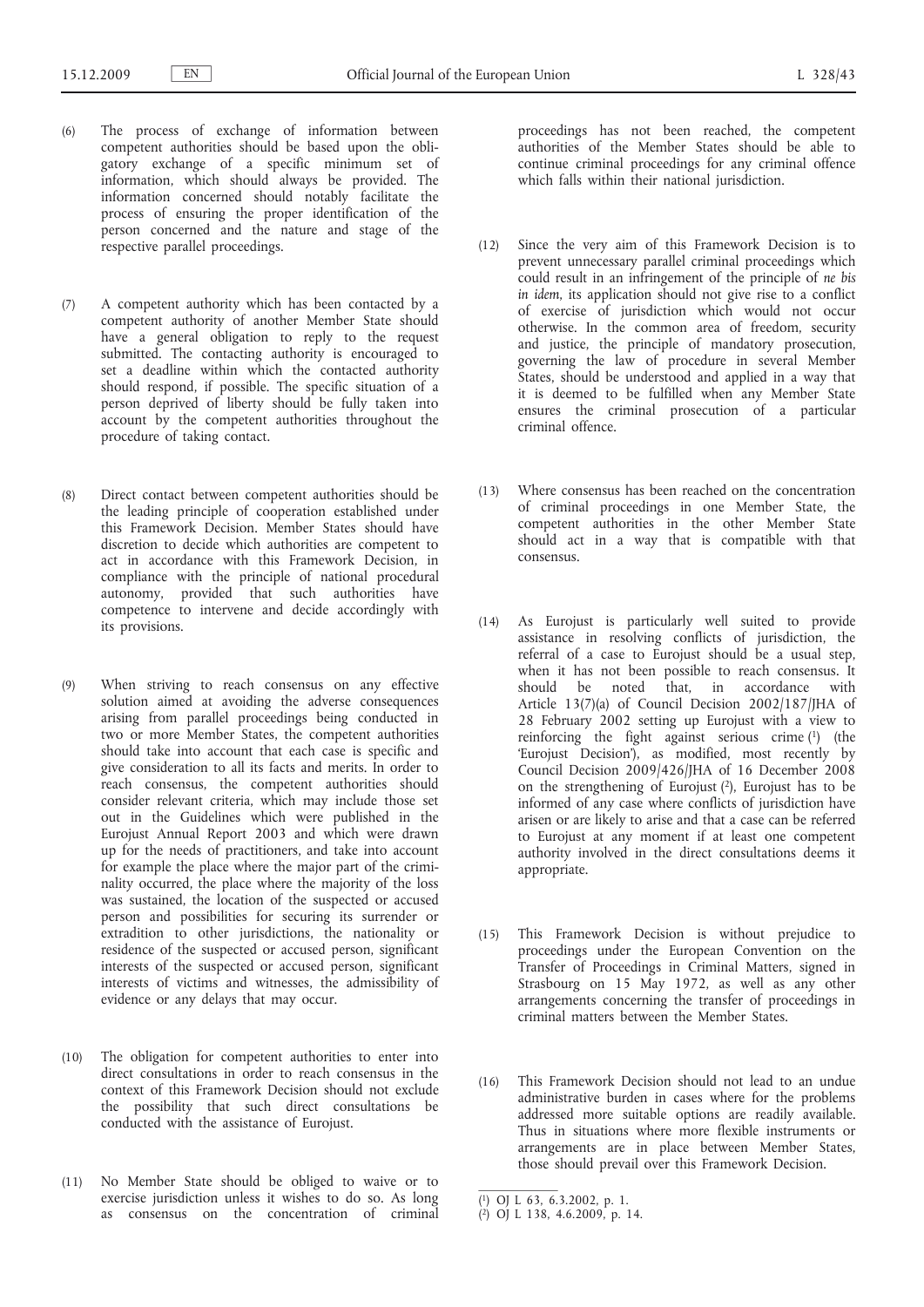(6) The process of exchange of information between competent authorities should be based upon the obligatory exchange of a specific minimum set of information, which should always be provided. The information concerned should notably facilitate the process of ensuring the proper identification of the person concerned and the nature and stage of the respective parallel proceedings.

(7) A competent authority which has been contacted by a competent authority of another Member State should have a general obligation to reply to the request submitted. The contacting authority is encouraged to set a deadline within which the contacted authority should respond, if possible. The specific situation of a person deprived of liberty should be fully taken into account by the competent authorities throughout the procedure of taking contact.

(8) Direct contact between competent authorities should be the leading principle of cooperation established under this Framework Decision. Member States should have discretion to decide which authorities are competent to act in accordance with this Framework Decision, in compliance with the principle of national procedural autonomy, provided that such authorities have competence to intervene and decide accordingly with its provisions.

(9) When striving to reach consensus on any effective solution aimed at avoiding the adverse consequences arising from parallel proceedings being conducted in two or more Member States, the competent authorities should take into account that each case is specific and give consideration to all its facts and merits. In order to reach consensus, the competent authorities should consider relevant criteria, which may include those set out in the Guidelines which were published in the Eurojust Annual Report 2003 and which were drawn up for the needs of practitioners, and take into account for example the place where the major part of the criminality occurred, the place where the majority of the loss was sustained, the location of the suspected or accused person and possibilities for securing its surrender or extradition to other jurisdictions, the nationality or residence of the suspected or accused person, significant interests of the suspected or accused person, significant interests of victims and witnesses, the admissibility of evidence or any delays that may occur.

(10) The obligation for competent authorities to enter into direct consultations in order to reach consensus in the context of this Framework Decision should not exclude the possibility that such direct consultations be conducted with the assistance of Eurojust.

(11) No Member State should be obliged to waive or to exercise jurisdiction unless it wishes to do so. As long as consensus on the concentration of criminal proceedings has not been reached, the competent authorities of the Member States should be able to continue criminal proceedings for any criminal offence which falls within their national jurisdiction.

(12) Since the very aim of this Framework Decision is to prevent unnecessary parallel criminal proceedings which could result in an infringement of the principle of *ne bis in idem*, its application should not give rise to a conflict of exercise of jurisdiction which would not occur otherwise. In the common area of freedom, security and justice, the principle of mandatory prosecution, governing the law of procedure in several Member States, should be understood and applied in a way that it is deemed to be fulfilled when any Member State ensures the criminal prosecution of a particular criminal offence.

(13) Where consensus has been reached on the concentration of criminal proceedings in one Member State, the competent authorities in the other Member State should act in a way that is compatible with that consensus.

(14) As Eurojust is particularly well suited to provide assistance in resolving conflicts of jurisdiction, the referral of a case to Eurojust should be a usual step, when it has not been possible to reach consensus. It should be noted that, in accordance with Article 13(7)(a) of Council Decision 2002/187/JHA of 28 February 2002 setting up Eurojust with a view to reinforcing the fight against serious crime [1] (the 'Eurojust Decision'), as modified, most recently by Council Decision 2009/426/JHA of 16 December 2008 on the strengthening of Eurojust [2], Eurojust has to be informed of any case where conflicts of jurisdiction have arisen or are likely to arise and that a case can be referred to Eurojust at any moment if at least one competent authority involved in the direct consultations deems it appropriate.

(15) This Framework Decision is without prejudice to proceedings under the European Convention on the Transfer of Proceedings in Criminal Matters, signed in Strasbourg on 15 May 1972, as well as any other arrangements concerning the transfer of proceedings in criminal matters between the Member States.

(16) This Framework Decision should not lead to an undue administrative burden in cases where for the problems addressed more suitable options are readily available. Thus in situations where more flexible instruments or arrangements are in place between Member States, those should prevail over this Framework Decision.

---

[1] OJ L 63, 6.3.2002, p. 1.

[2] OJ L 138, 4.6.2009, p. 14.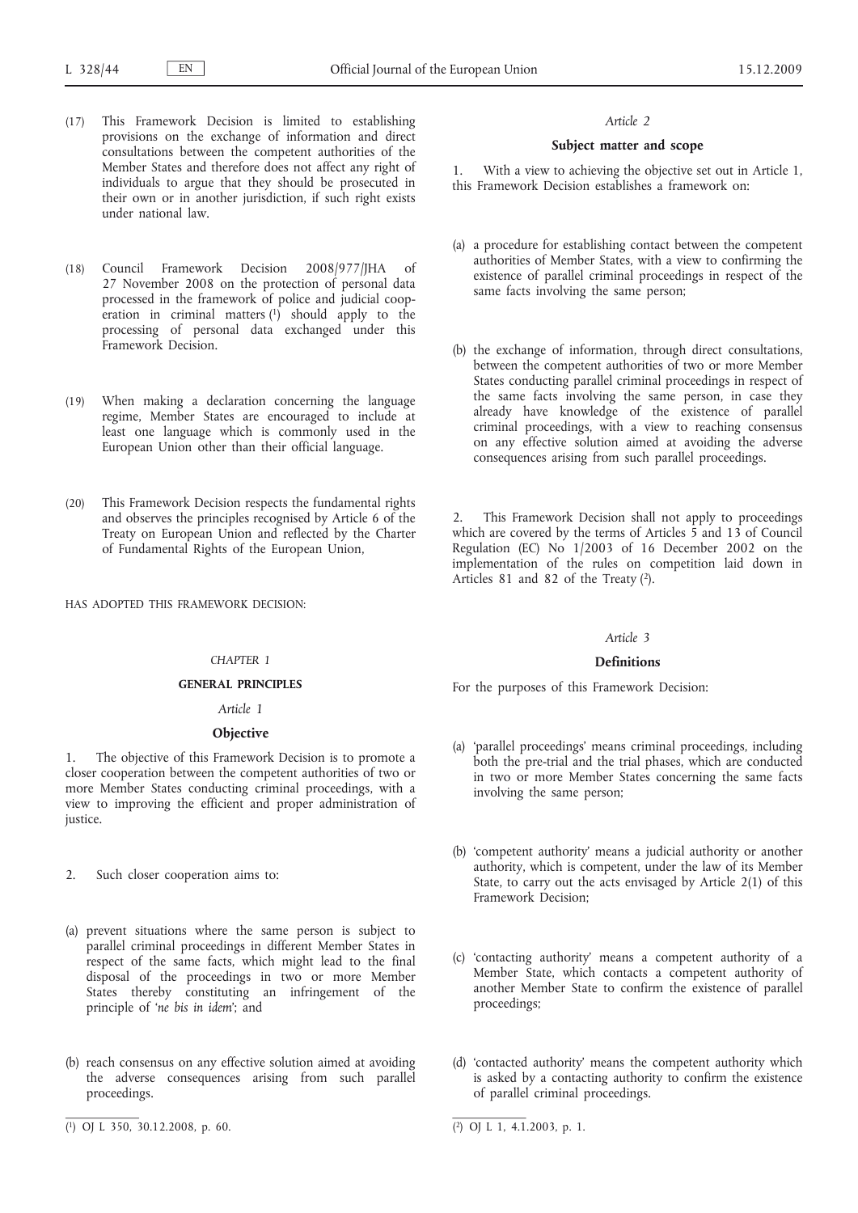(17) This Framework Decision is limited to establishing provisions on the exchange of information and direct consultations between the competent authorities of the Member States and therefore does not affect any right of individuals to argue that they should be prosecuted in their own or in another jurisdiction, if such right exists under national law.

(18) Council Framework Decision 2008/977/JHA of 27 November 2008 on the protection of personal data processed in the framework of police and judicial cooperation in criminal matters [1] should apply to the processing of personal data exchanged under this Framework Decision.

(19) When making a declaration concerning the language regime, Member States are encouraged to include at least one language which is commonly used in the European Union other than their official language.

(20) This Framework Decision respects the fundamental rights and observes the principles recognised by Article 6 of the Treaty on European Union and reflected by the Charter of Fundamental Rights of the European Union,

HAS ADOPTED THIS FRAMEWORK DECISION:

## *CHAPTER 1*

## GENERAL PRINCIPLES

### *Article 1*

### Objective

1. The objective of this Framework Decision is to promote a closer cooperation between the competent authorities of two or more Member States conducting criminal proceedings, with a view to improving the efficient and proper administration of justice.

2. Such closer cooperation aims to:

(a) prevent situations where the same person is subject to parallel criminal proceedings in different Member States in respect of the same facts, which might lead to the final disposal of the proceedings in two or more Member States thereby constituting an infringement of the principle of '*ne bis in idem*'; and

(b) reach consensus on any effective solution aimed at avoiding the adverse consequences arising from such parallel proceedings.

[1] OJ L 350, 30.12.2008, p. 60.

### *Article 2*

### Subject matter and scope

1. With a view to achieving the objective set out in Article 1, this Framework Decision establishes a framework on:

(a) a procedure for establishing contact between the competent authorities of Member States, with a view to confirming the existence of parallel criminal proceedings in respect of the same facts involving the same person;

(b) the exchange of information, through direct consultations, between the competent authorities of two or more Member States conducting parallel criminal proceedings in respect of the same facts involving the same person, in case they already have knowledge of the existence of parallel criminal proceedings, with a view to reaching consensus on any effective solution aimed at avoiding the adverse consequences arising from such parallel proceedings.

2. This Framework Decision shall not apply to proceedings which are covered by the terms of Articles 5 and 13 of Council Regulation (EC) No 1/2003 of 16 December 2002 on the implementation of the rules on competition laid down in Articles 81 and 82 of the Treaty [2].

### *Article 3*

### Definitions

For the purposes of this Framework Decision:

(a) 'parallel proceedings' means criminal proceedings, including both the pre-trial and the trial phases, which are conducted in two or more Member States concerning the same facts involving the same person;

(b) 'competent authority' means a judicial authority or another authority, which is competent, under the law of its Member State, to carry out the acts envisaged by Article 2(1) of this Framework Decision;

(c) 'contacting authority' means a competent authority of a Member State, which contacts a competent authority of another Member State to confirm the existence of parallel proceedings;

(d) 'contacted authority' means the competent authority which is asked by a contacting authority to confirm the existence of parallel criminal proceedings.

[2] OJ L 1, 4.1.2003, p. 1.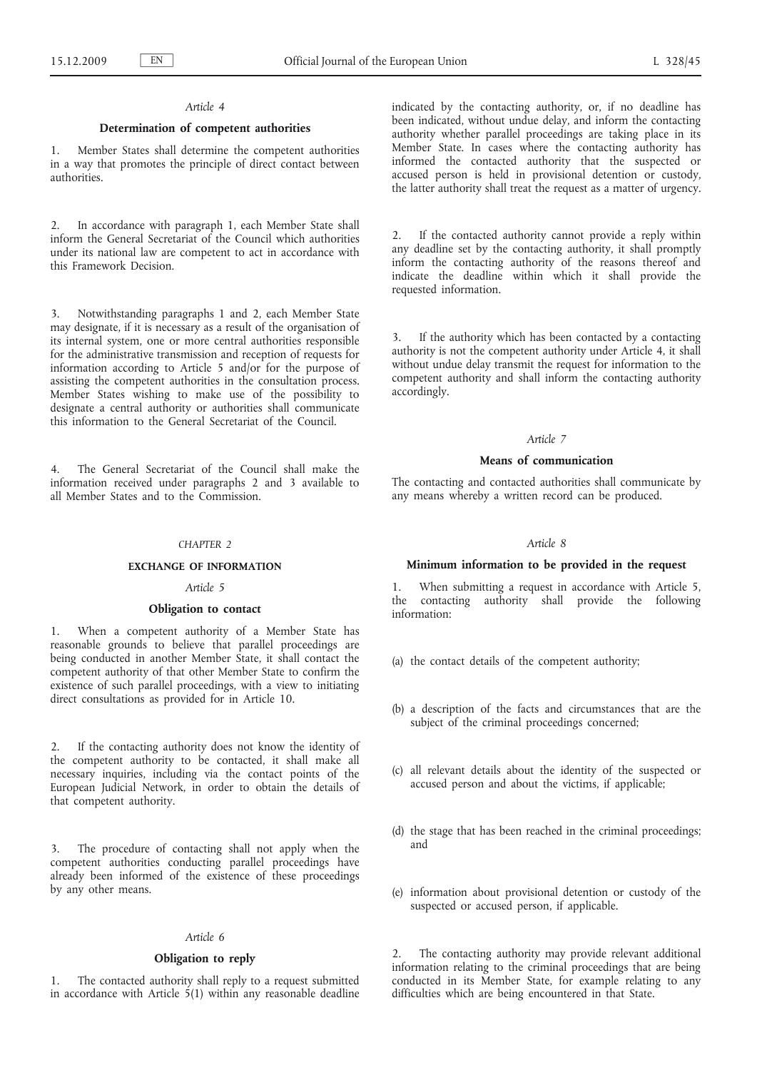*Article 4*

**Determination of competent authorities**

1. Member States shall determine the competent authorities in a way that promotes the principle of direct contact between authorities.

2. In accordance with paragraph 1, each Member State shall inform the General Secretariat of the Council which authorities under its national law are competent to act in accordance with this Framework Decision.

3. Notwithstanding paragraphs 1 and 2, each Member State may designate, if it is necessary as a result of the organisation of its internal system, one or more central authorities responsible for the administrative transmission and reception of requests for information according to Article 5 and/or for the purpose of assisting the competent authorities in the consultation process. Member States wishing to make use of the possibility to designate a central authority or authorities shall communicate this information to the General Secretariat of the Council.

4. The General Secretariat of the Council shall make the information received under paragraphs 2 and 3 available to all Member States and to the Commission.

*CHAPTER 2*

**EXCHANGE OF INFORMATION**

*Article 5*

**Obligation to contact**

1. When a competent authority of a Member State has reasonable grounds to believe that parallel proceedings are being conducted in another Member State, it shall contact the competent authority of that other Member State to confirm the existence of such parallel proceedings, with a view to initiating direct consultations as provided for in Article 10.

2. If the contacting authority does not know the identity of the competent authority to be contacted, it shall make all necessary inquiries, including via the contact points of the European Judicial Network, in order to obtain the details of that competent authority.

3. The procedure of contacting shall not apply when the competent authorities conducting parallel proceedings have already been informed of the existence of these proceedings by any other means.

*Article 6*

**Obligation to reply**

1. The contacted authority shall reply to a request submitted in accordance with Article 5(1) within any reasonable deadline indicated by the contacting authority, or, if no deadline has been indicated, without undue delay, and inform the contacting authority whether parallel proceedings are taking place in its Member State. In cases where the contacting authority has informed the contacted authority that the suspected or accused person is held in provisional detention or custody, the latter authority shall treat the request as a matter of urgency.

2. If the contacted authority cannot provide a reply within any deadline set by the contacting authority, it shall promptly inform the contacting authority of the reasons thereof and indicate the deadline within which it shall provide the requested information.

3. If the authority which has been contacted by a contacting authority is not the competent authority under Article 4, it shall without undue delay transmit the request for information to the competent authority and shall inform the contacting authority accordingly.

*Article 7*

**Means of communication**

The contacting and contacted authorities shall communicate by any means whereby a written record can be produced.

*Article 8*

**Minimum information to be provided in the request**

1. When submitting a request in accordance with Article 5, the contacting authority shall provide the following information:

(a) the contact details of the competent authority;

(b) a description of the facts and circumstances that are the subject of the criminal proceedings concerned;

(c) all relevant details about the identity of the suspected or accused person and about the victims, if applicable;

(d) the stage that has been reached in the criminal proceedings; and

(e) information about provisional detention or custody of the suspected or accused person, if applicable.

2. The contacting authority may provide relevant additional information relating to the criminal proceedings that are being conducted in its Member State, for example relating to any difficulties which are being encountered in that State.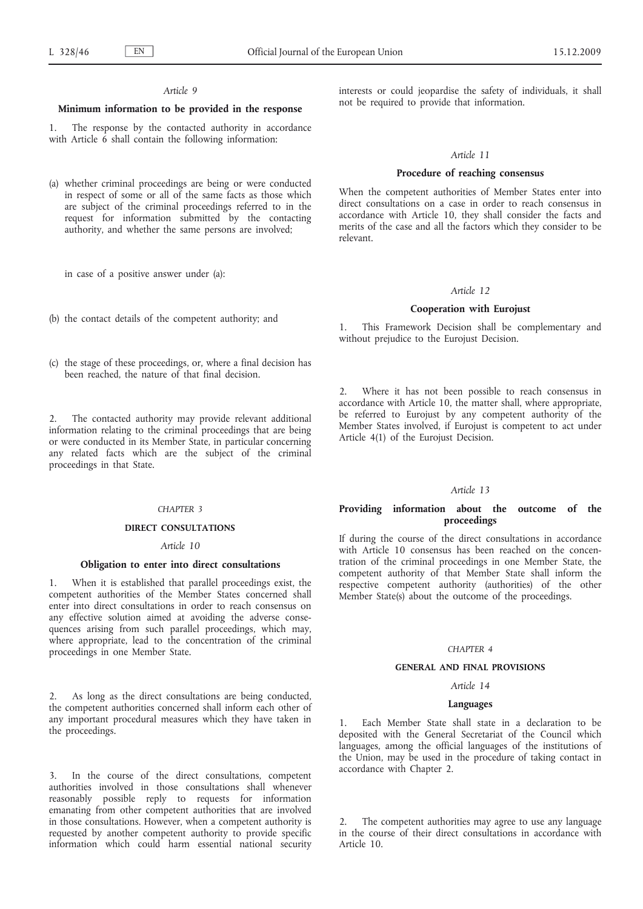*Article 9*

**Minimum information to be provided in the response**

1. The response by the contacted authority in accordance with Article 6 shall contain the following information:

(a) whether criminal proceedings are being or were conducted in respect of some or all of the same facts as those which are subject of the criminal proceedings referred to in the request for information submitted by the contacting authority, and whether the same persons are involved;

in case of a positive answer under (a):

(b) the contact details of the competent authority; and

(c) the stage of these proceedings, or, where a final decision has been reached, the nature of that final decision.

2. The contacted authority may provide relevant additional information relating to the criminal proceedings that are being or were conducted in its Member State, in particular concerning any related facts which are the subject of the criminal proceedings in that State.

CHAPTER 3

**DIRECT CONSULTATIONS**

*Article 10*

**Obligation to enter into direct consultations**

1. When it is established that parallel proceedings exist, the competent authorities of the Member States concerned shall enter into direct consultations in order to reach consensus on any effective solution aimed at avoiding the adverse consequences arising from such parallel proceedings, which may, where appropriate, lead to the concentration of the criminal proceedings in one Member State.

2. As long as the direct consultations are being conducted, the competent authorities concerned shall inform each other of any important procedural measures which they have taken in the proceedings.

3. In the course of the direct consultations, competent authorities involved in those consultations shall whenever reasonably possible reply to requests for information emanating from other competent authorities that are involved in those consultations. However, when a competent authority is requested by another competent authority to provide specific information which could harm essential national security interests or could jeopardise the safety of individuals, it shall not be required to provide that information.

*Article 11*

**Procedure of reaching consensus**

When the competent authorities of Member States enter into direct consultations on a case in order to reach consensus in accordance with Article 10, they shall consider the facts and merits of the case and all the factors which they consider to be relevant.

*Article 12*

**Cooperation with Eurojust**

1. This Framework Decision shall be complementary and without prejudice to the Eurojust Decision.

2. Where it has not been possible to reach consensus in accordance with Article 10, the matter shall, where appropriate, be referred to Eurojust by any competent authority of the Member States involved, if Eurojust is competent to act under Article 4(1) of the Eurojust Decision.

*Article 13*

**Providing information about the outcome of the proceedings**

If during the course of the direct consultations in accordance with Article 10 consensus has been reached on the concentration of the criminal proceedings in one Member State, the competent authority of that Member State shall inform the respective competent authority (authorities) of the other Member State(s) about the outcome of the proceedings.

CHAPTER 4

**GENERAL AND FINAL PROVISIONS**

*Article 14*

**Languages**

1. Each Member State shall state in a declaration to be deposited with the General Secretariat of the Council which languages, among the official languages of the institutions of the Union, may be used in the procedure of taking contact in accordance with Chapter 2.

2. The competent authorities may agree to use any language in the course of their direct consultations in accordance with Article 10.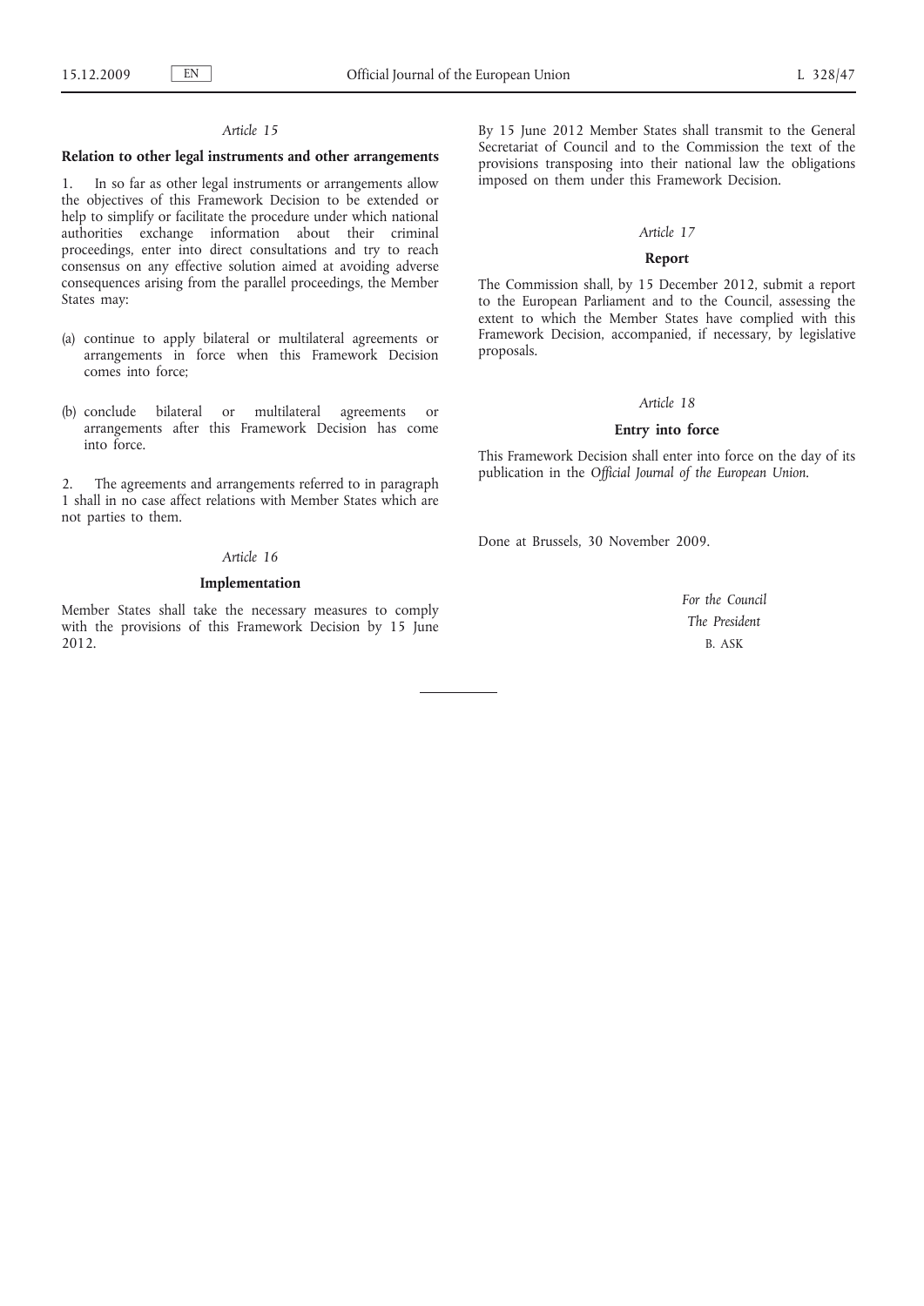*Article 15*

**Relation to other legal instruments and other arrangements**

1. In so far as other legal instruments or arrangements allow the objectives of this Framework Decision to be extended or help to simplify or facilitate the procedure under which national authorities exchange information about their criminal proceedings, enter into direct consultations and try to reach consensus on any effective solution aimed at avoiding adverse consequences arising from the parallel proceedings, the Member States may:

(a) continue to apply bilateral or multilateral agreements or arrangements in force when this Framework Decision comes into force;

(b) conclude bilateral or multilateral agreements or arrangements after this Framework Decision has come into force.

2. The agreements and arrangements referred to in paragraph 1 shall in no case affect relations with Member States which are not parties to them.

*Article 16*

**Implementation**

Member States shall take the necessary measures to comply with the provisions of this Framework Decision by 15 June 2012.

By 15 June 2012 Member States shall transmit to the General Secretariat of Council and to the Commission the text of the provisions transposing into their national law the obligations imposed on them under this Framework Decision.

*Article 17*

**Report**

The Commission shall, by 15 December 2012, submit a report to the European Parliament and to the Council, assessing the extent to which the Member States have complied with this Framework Decision, accompanied, if necessary, by legislative proposals.

*Article 18*

**Entry into force**

This Framework Decision shall enter into force on the day of its publication in the *Official Journal of the European Union*.

Done at Brussels, 30 November 2009.

*For the Council*

*The President*

B. ASK